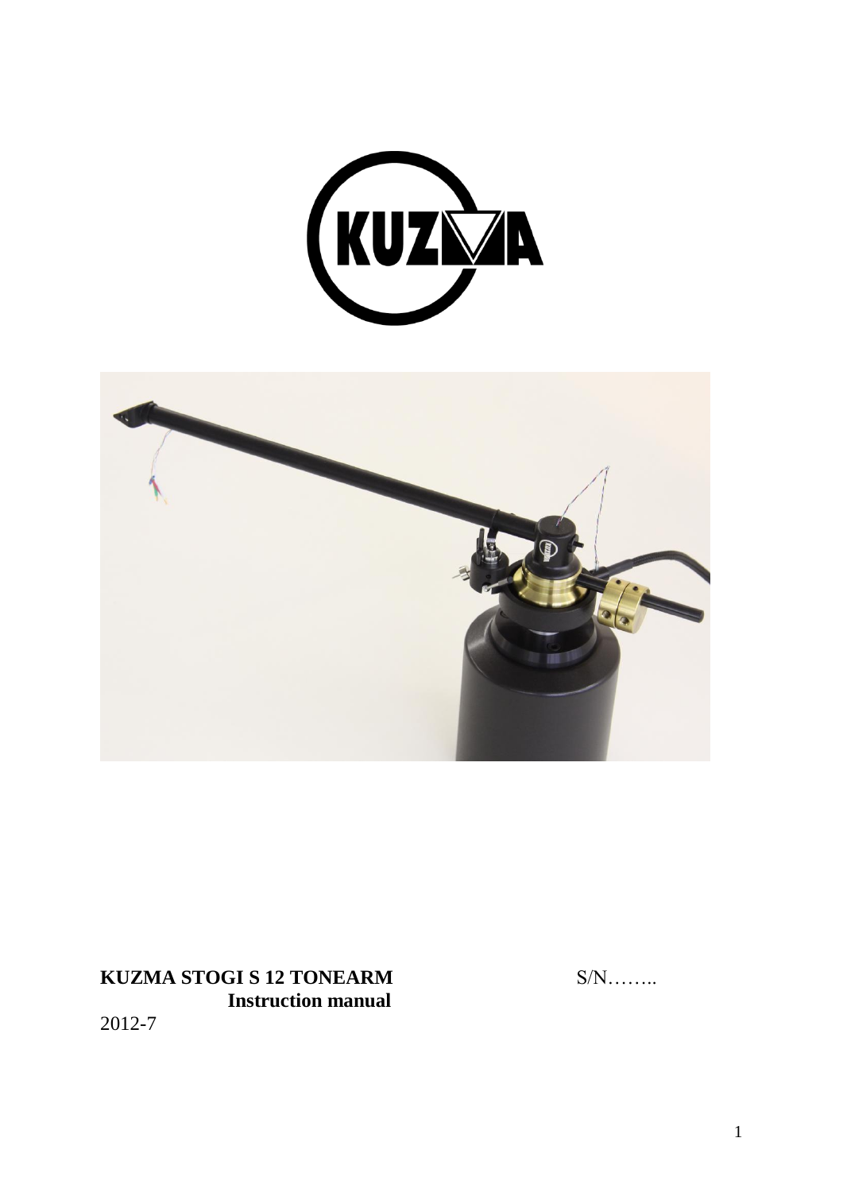**KUZMA STOGI S 12 TONEARM** S/N……..

**Instruction manual**

2012-7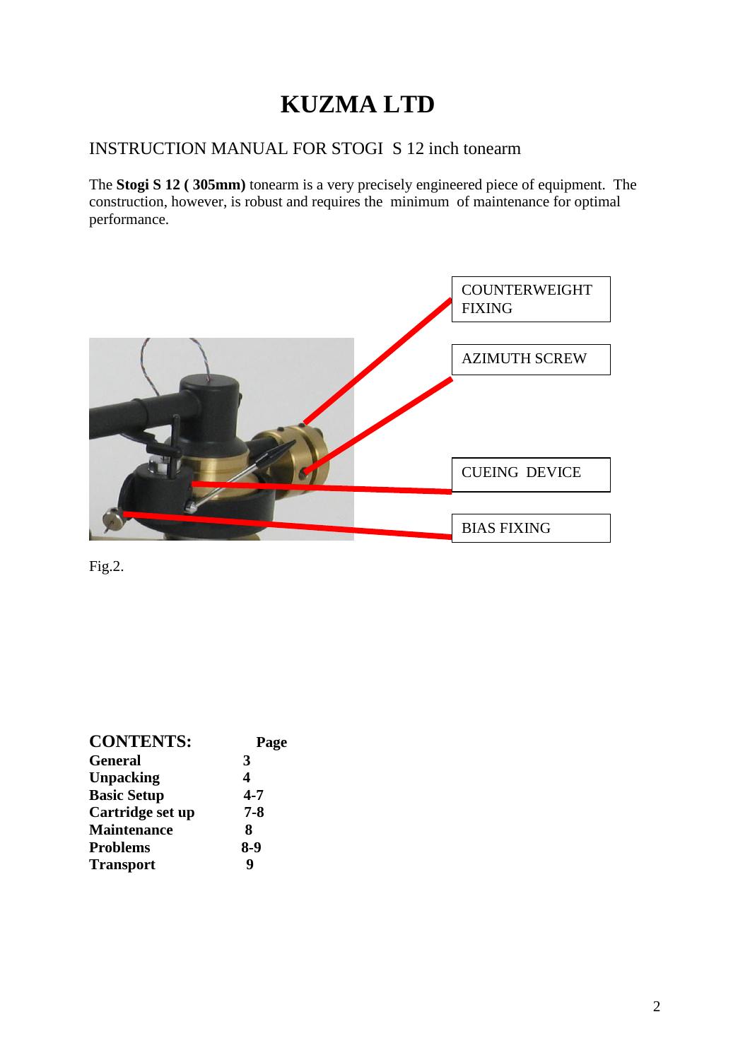# KUZMA LTD

## INSTRUCTION MANUAL FOR STOGI S 12 inch tonearm

The **Stogi S 12 ( 305mm)** tonearm is a very precisely engineered piece of equipment. The construction, however, is robust and requires the minimum of maintenance for optimal performance.

COUNTERWEIGHT FIXING

AZIMUTH SCREW

CUEING DEVICE

BIAS FIXING

Fig.2.

| **CONTENTS:** | **Page** |
|---|---|
| **General** | **3** |
| **Unpacking** | **4** |
| **Basic Setup** | **4-7** |
| **Cartridge set up** | **7-8** |
| **Maintenance** | **8** |
| **Problems** | **8-9** |
| **Transport** | **9** |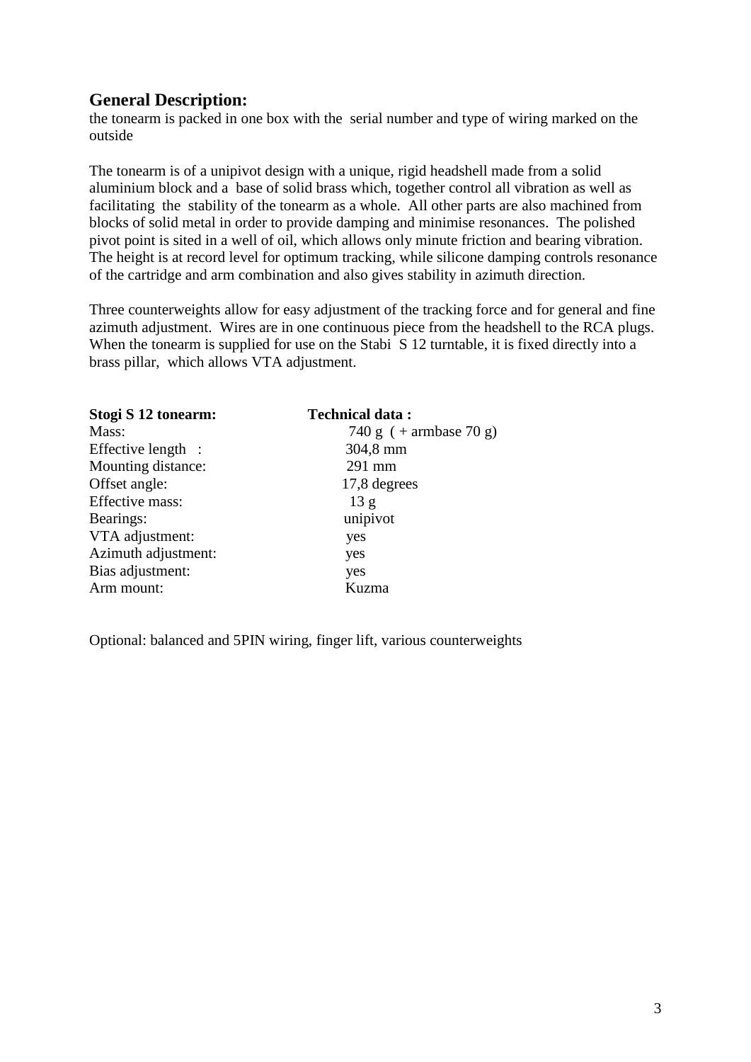## General Description:

the tonearm is packed in one box with the serial number and type of wiring marked on the outside

The tonearm is of a unipivot design with a unique, rigid headshell made from a solid aluminium block and a base of solid brass which, together control all vibration as well as facilitating the stability of the tonearm as a whole. All other parts are also machined from blocks of solid metal in order to provide damping and minimise resonances. The polished pivot point is sited in a well of oil, which allows only minute friction and bearing vibration. The height is at record level for optimum tracking, while silicone damping controls resonance of the cartridge and arm combination and also gives stability in azimuth direction.

Three counterweights allow for easy adjustment of the tracking force and for general and fine azimuth adjustment. Wires are in one continuous piece from the headshell to the RCA plugs. When the tonearm is supplied for use on the Stabi S 12 turntable, it is fixed directly into a brass pillar, which allows VTA adjustment.

| **Stogi S 12 tonearm:** | **Technical data :** |
|---|---|
| Mass: | 740 g ( + armbase 70 g) |
| Effective length : | 304,8 mm |
| Mounting distance: | 291 mm |
| Offset angle: | 17,8 degrees |
| Effective mass: | 13 g |
| Bearings: | unipivot |
| VTA adjustment: | yes |
| Azimuth adjustment: | yes |
| Bias adjustment: | yes |
| Arm mount: | Kuzma |

Optional: balanced and 5PIN wiring, finger lift, various counterweights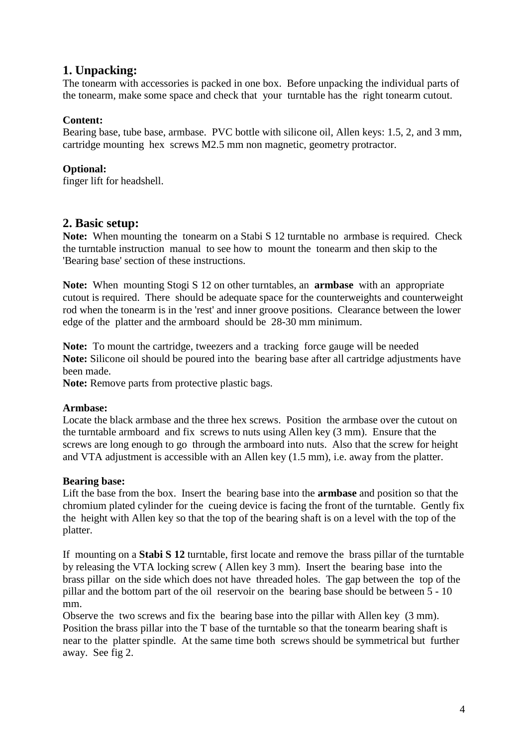## 1. Unpacking:

The tonearm with accessories is packed in one box. Before unpacking the individual parts of the tonearm, make some space and check that your turntable has the right tonearm cutout.

**Content:**

Bearing base, tube base, armbase. PVC bottle with silicone oil, Allen keys: 1.5, 2, and 3 mm, cartridge mounting hex screws M2.5 mm non magnetic, geometry protractor.

**Optional:**

finger lift for headshell.

## 2. Basic setup:

**Note:** When mounting the tonearm on a Stabi S 12 turntable no armbase is required. Check the turntable instruction manual to see how to mount the tonearm and then skip to the 'Bearing base' section of these instructions.

**Note:** When mounting Stogi S 12 on other turntables, an **armbase** with an appropriate cutout is required. There should be adequate space for the counterweights and counterweight rod when the tonearm is in the 'rest' and inner groove positions. Clearance between the lower edge of the platter and the armboard should be 28-30 mm minimum.

**Note:** To mount the cartridge, tweezers and a tracking force gauge will be needed
**Note:** Silicone oil should be poured into the bearing base after all cartridge adjustments have been made.
**Note:** Remove parts from protective plastic bags.

**Armbase:**

Locate the black armbase and the three hex screws. Position the armbase over the cutout on the turntable armboard and fix screws to nuts using Allen key (3 mm). Ensure that the screws are long enough to go through the armboard into nuts. Also that the screw for height and VTA adjustment is accessible with an Allen key (1.5 mm), i.e. away from the platter.

**Bearing base:**

Lift the base from the box. Insert the bearing base into the **armbase** and position so that the chromium plated cylinder for the cueing device is facing the front of the turntable. Gently fix the height with Allen key so that the top of the bearing shaft is on a level with the top of the platter.

If mounting on a **Stabi S 12** turntable, first locate and remove the brass pillar of the turntable by releasing the VTA locking screw ( Allen key 3 mm). Insert the bearing base into the brass pillar on the side which does not have threaded holes. The gap between the top of the pillar and the bottom part of the oil reservoir on the bearing base should be between 5 - 10 mm.

Observe the two screws and fix the bearing base into the pillar with Allen key (3 mm). Position the brass pillar into the T base of the turntable so that the tonearm bearing shaft is near to the platter spindle. At the same time both screws should be symmetrical but further away. See fig 2.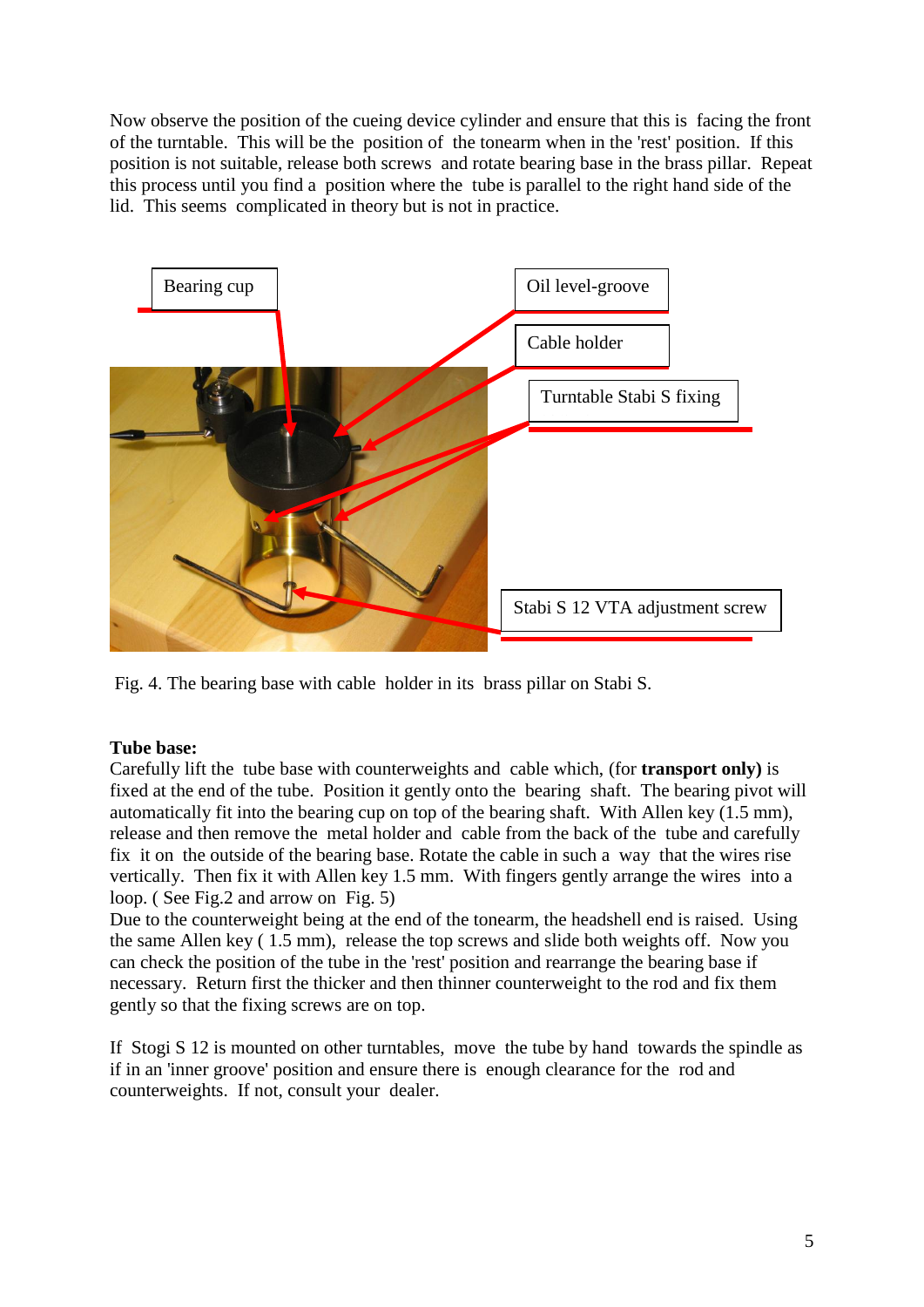Now observe the position of the cueing device cylinder and ensure that this is facing the front of the turntable. This will be the position of the tonearm when in the 'rest' position. If this position is not suitable, release both screws and rotate bearing base in the brass pillar. Repeat this process until you find a position where the tube is parallel to the right hand side of the lid. This seems complicated in theory but is not in practice.

Bearing cup

Oil level-groove

Cable holder

Turntable Stabi S fixing

Stabi S 12 VTA adjustment screw

Fig. 4. The bearing base with cable holder in its brass pillar on Stabi S.

**Tube base:**

Carefully lift the tube base with counterweights and cable which, (for **transport only)** is fixed at the end of the tube. Position it gently onto the bearing shaft. The bearing pivot will automatically fit into the bearing cup on top of the bearing shaft. With Allen key (1.5 mm), release and then remove the metal holder and cable from the back of the tube and carefully fix it on the outside of the bearing base. Rotate the cable in such a way that the wires rise vertically. Then fix it with Allen key 1.5 mm. With fingers gently arrange the wires into a loop. ( See Fig.2 and arrow on Fig. 5)

Due to the counterweight being at the end of the tonearm, the headshell end is raised. Using the same Allen key ( 1.5 mm), release the top screws and slide both weights off. Now you can check the position of the tube in the 'rest' position and rearrange the bearing base if necessary. Return first the thicker and then thinner counterweight to the rod and fix them gently so that the fixing screws are on top.

If Stogi S 12 is mounted on other turntables, move the tube by hand towards the spindle as if in an 'inner groove' position and ensure there is enough clearance for the rod and counterweights. If not, consult your dealer.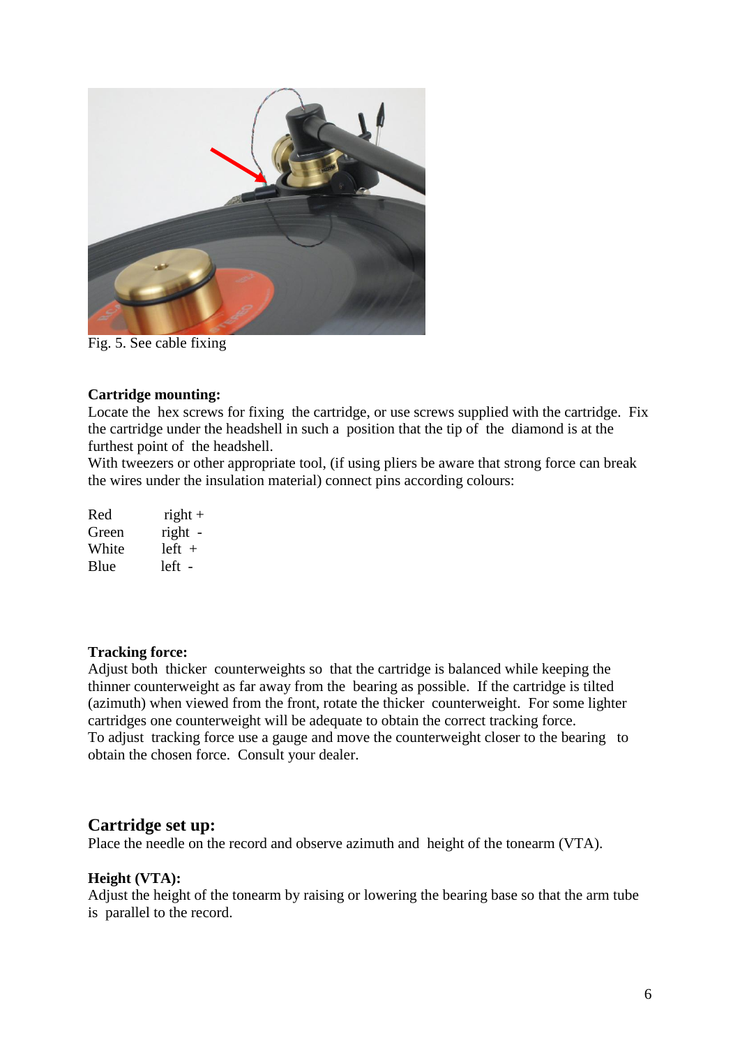Fig. 5. See cable fixing

**Cartridge mounting:**

Locate the hex screws for fixing the cartridge, or use screws supplied with the cartridge. Fix the cartridge under the headshell in such a position that the tip of the diamond is at the furthest point of the headshell.

With tweezers or other appropriate tool, (if using pliers be aware that strong force can break the wires under the insulation material) connect pins according colours:

| | |
|---|---|
| Red | right + |
| Green | right - |
| White | left + |
| Blue | left - |

**Tracking force:**

Adjust both thicker counterweights so that the cartridge is balanced while keeping the thinner counterweight as far away from the bearing as possible. If the cartridge is tilted (azimuth) when viewed from the front, rotate the thicker counterweight. For some lighter cartridges one counterweight will be adequate to obtain the correct tracking force.

To adjust tracking force use a gauge and move the counterweight closer to the bearing to obtain the chosen force. Consult your dealer.

## Cartridge set up:

Place the needle on the record and observe azimuth and height of the tonearm (VTA).

**Height (VTA):**

Adjust the height of the tonearm by raising or lowering the bearing base so that the arm tube is parallel to the record.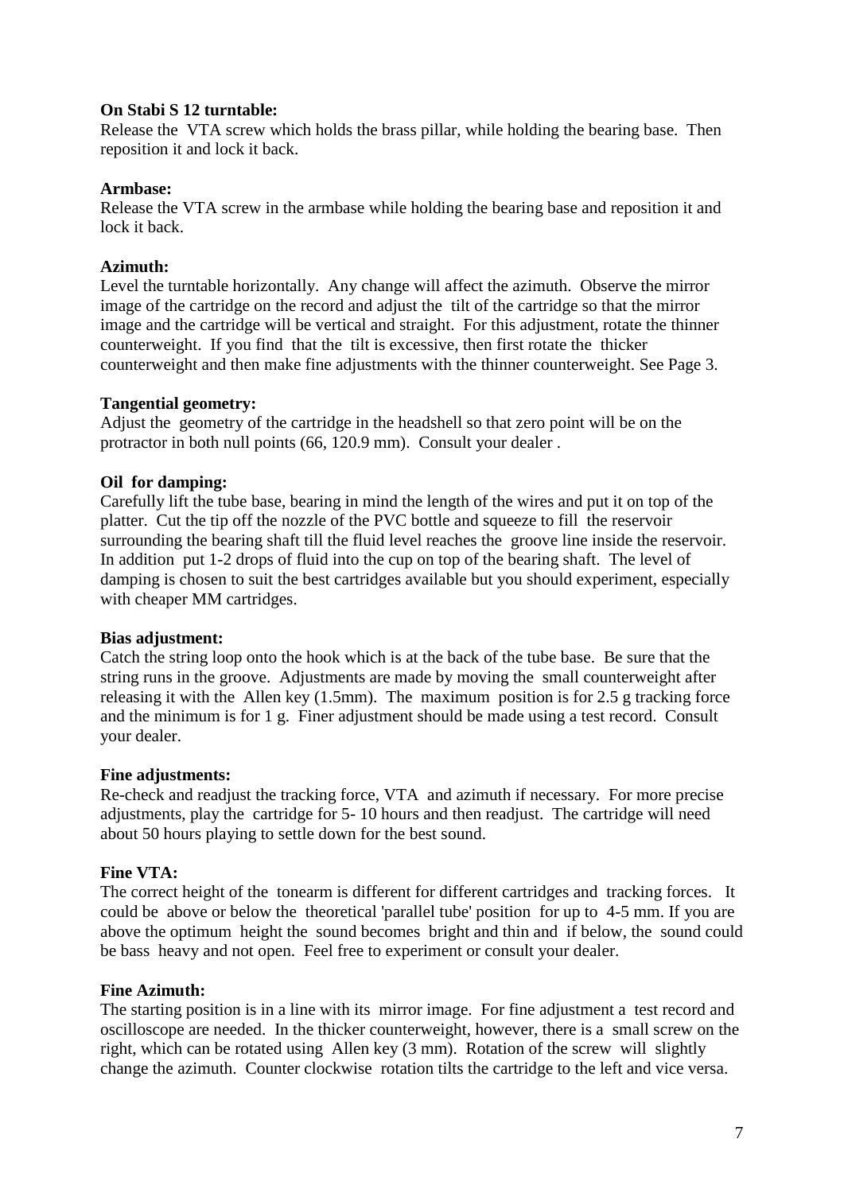**On Stabi S 12 turntable:**
Release the VTA screw which holds the brass pillar, while holding the bearing base. Then reposition it and lock it back.

**Armbase:**
Release the VTA screw in the armbase while holding the bearing base and reposition it and lock it back.

**Azimuth:**
Level the turntable horizontally. Any change will affect the azimuth. Observe the mirror image of the cartridge on the record and adjust the tilt of the cartridge so that the mirror image and the cartridge will be vertical and straight. For this adjustment, rotate the thinner counterweight. If you find that the tilt is excessive, then first rotate the thicker counterweight and then make fine adjustments with the thinner counterweight. See Page 3.

**Tangential geometry:**
Adjust the geometry of the cartridge in the headshell so that zero point will be on the protractor in both null points (66, 120.9 mm). Consult your dealer .

**Oil for damping:**
Carefully lift the tube base, bearing in mind the length of the wires and put it on top of the platter. Cut the tip off the nozzle of the PVC bottle and squeeze to fill the reservoir surrounding the bearing shaft till the fluid level reaches the groove line inside the reservoir. In addition put 1-2 drops of fluid into the cup on top of the bearing shaft. The level of damping is chosen to suit the best cartridges available but you should experiment, especially with cheaper MM cartridges.

**Bias adjustment:**
Catch the string loop onto the hook which is at the back of the tube base. Be sure that the string runs in the groove. Adjustments are made by moving the small counterweight after releasing it with the Allen key (1.5mm). The maximum position is for 2.5 g tracking force and the minimum is for 1 g. Finer adjustment should be made using a test record. Consult your dealer.

**Fine adjustments:**
Re-check and readjust the tracking force, VTA and azimuth if necessary. For more precise adjustments, play the cartridge for 5- 10 hours and then readjust. The cartridge will need about 50 hours playing to settle down for the best sound.

**Fine VTA:**
The correct height of the tonearm is different for different cartridges and tracking forces. It could be above or below the theoretical 'parallel tube' position for up to 4-5 mm. If you are above the optimum height the sound becomes bright and thin and if below, the sound could be bass heavy and not open. Feel free to experiment or consult your dealer.

**Fine Azimuth:**
The starting position is in a line with its mirror image. For fine adjustment a test record and oscilloscope are needed. In the thicker counterweight, however, there is a small screw on the right, which can be rotated using Allen key (3 mm). Rotation of the screw will slightly change the azimuth. Counter clockwise rotation tilts the cartridge to the left and vice versa.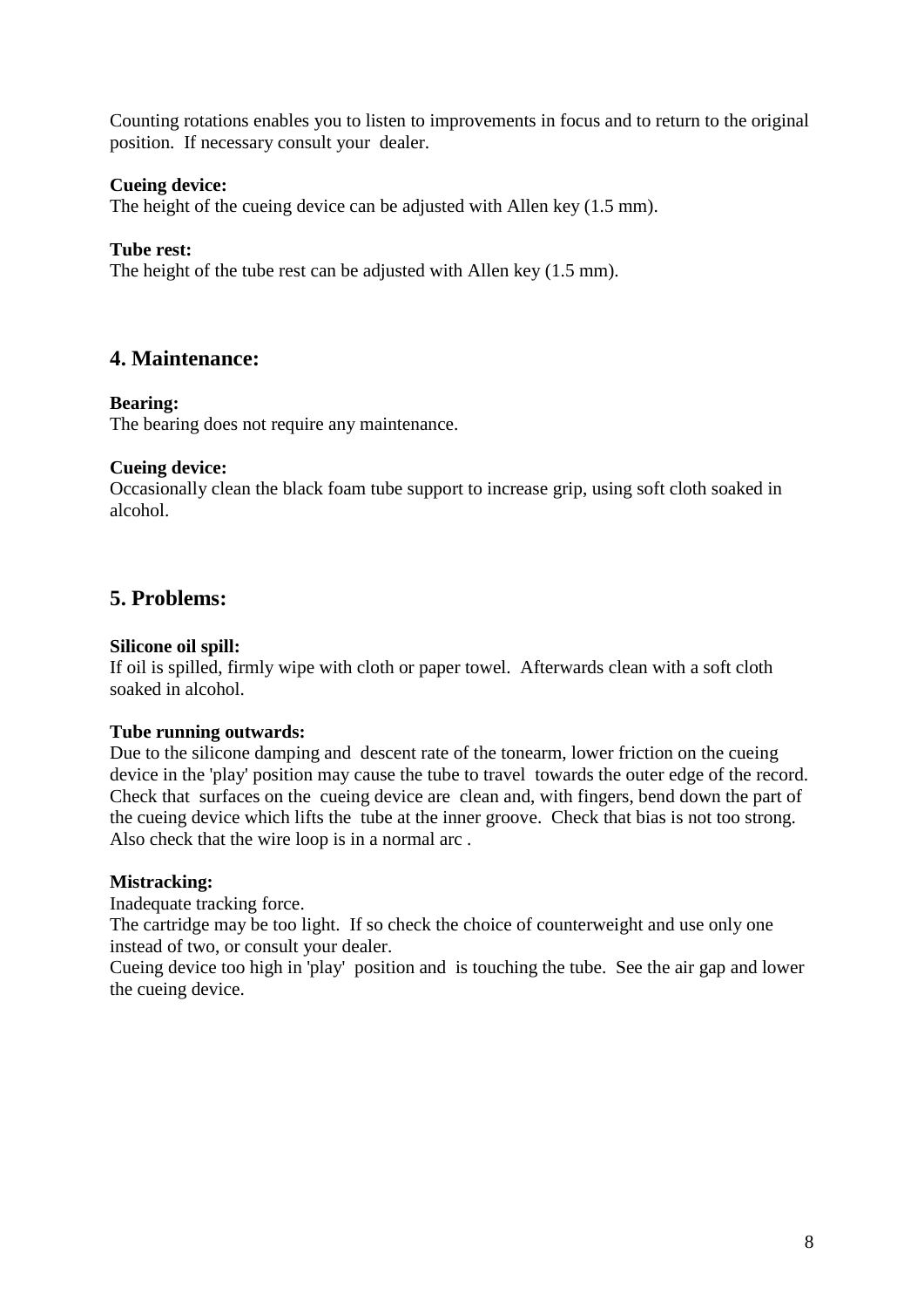Counting rotations enables you to listen to improvements in focus and to return to the original position. If necessary consult your dealer.

**Cueing device:**
The height of the cueing device can be adjusted with Allen key (1.5 mm).

**Tube rest:**
The height of the tube rest can be adjusted with Allen key (1.5 mm).

## 4. Maintenance:

**Bearing:**
The bearing does not require any maintenance.

**Cueing device:**
Occasionally clean the black foam tube support to increase grip, using soft cloth soaked in alcohol.

## 5. Problems:

**Silicone oil spill:**
If oil is spilled, firmly wipe with cloth or paper towel. Afterwards clean with a soft cloth soaked in alcohol.

**Tube running outwards:**
Due to the silicone damping and descent rate of the tonearm, lower friction on the cueing device in the 'play' position may cause the tube to travel towards the outer edge of the record. Check that surfaces on the cueing device are clean and, with fingers, bend down the part of the cueing device which lifts the tube at the inner groove. Check that bias is not too strong. Also check that the wire loop is in a normal arc .

**Mistracking:**
Inadequate tracking force.
The cartridge may be too light. If so check the choice of counterweight and use only one instead of two, or consult your dealer.
Cueing device too high in 'play' position and is touching the tube. See the air gap and lower the cueing device.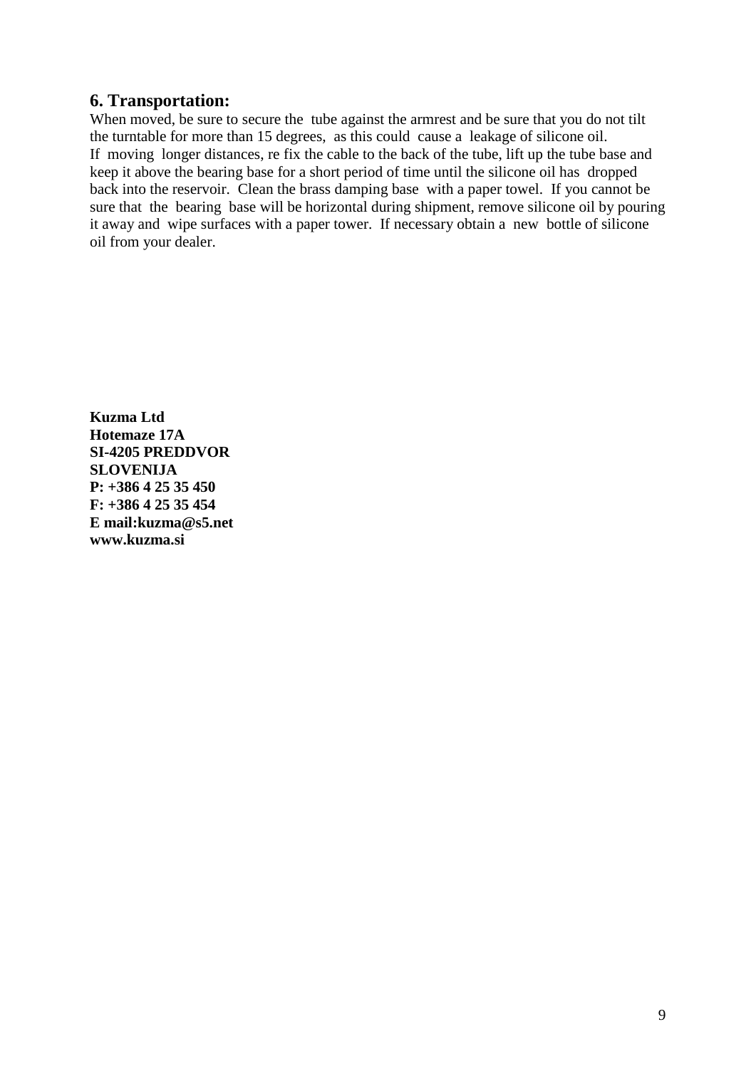## 6. Transportation:

When moved, be sure to secure the tube against the armrest and be sure that you do not tilt the turntable for more than 15 degrees, as this could cause a leakage of silicone oil.
If moving longer distances, re fix the cable to the back of the tube, lift up the tube base and keep it above the bearing base for a short period of time until the silicone oil has dropped back into the reservoir. Clean the brass damping base with a paper towel. If you cannot be sure that the bearing base will be horizontal during shipment, remove silicone oil by pouring it away and wipe surfaces with a paper tower. If necessary obtain a new bottle of silicone oil from your dealer.

**Kuzma Ltd**
**Hotemaze 17A**
**SI-4205 PREDDVOR**
**SLOVENIJA**
**P: +386 4 25 35 450**
**F: +386 4 25 35 454**
**E mail:kuzma@s5.net**
**www.kuzma.si**